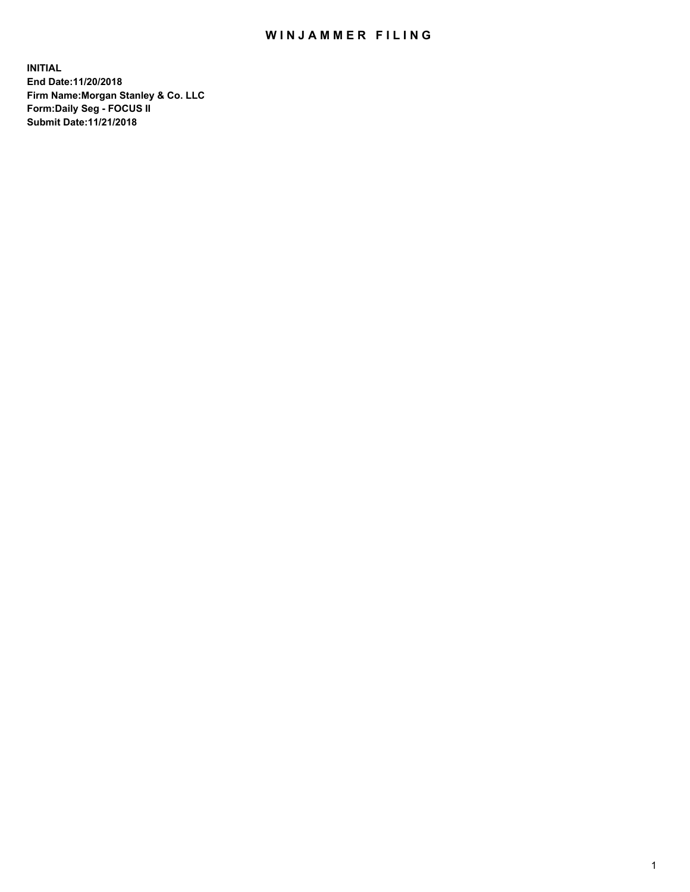# WINJAMMER FILING

**INITIAL**
**End Date:11/20/2018**
**Firm Name:Morgan Stanley & Co. LLC**
**Form:Daily Seg - FOCUS II**
**Submit Date:11/21/2018**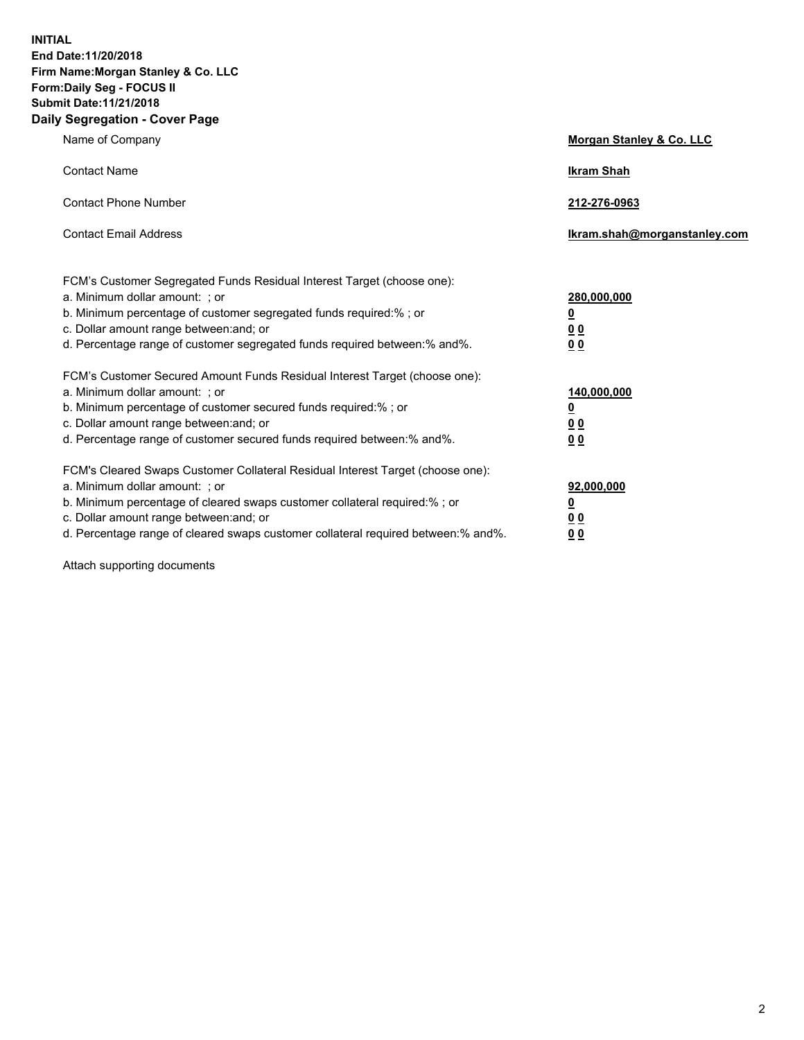**INITIAL**
**End Date:11/20/2018**
**Firm Name:Morgan Stanley & Co. LLC**
**Form:Daily Seg - FOCUS II**
**Submit Date:11/21/2018**
**Daily Segregation - Cover Page**

| | |
|---|---|
| Name of Company | **Morgan Stanley & Co. LLC** |
| Contact Name | **Ikram Shah** |
| Contact Phone Number | **212-276-0963** |
| Contact Email Address | **Ikram.shah@morganstanley.com** |
| | |
| FCM's Customer Segregated Funds Residual Interest Target (choose one): | |
| a. Minimum dollar amount: ; or | **280,000,000** |
| b. Minimum percentage of customer segregated funds required:% ; or | **0** |
| c. Dollar amount range between:and; or | **0 0** |
| d. Percentage range of customer segregated funds required between:% and%. | **0 0** |
| | |
| FCM's Customer Secured Amount Funds Residual Interest Target (choose one): | |
| a. Minimum dollar amount: ; or | **140,000,000** |
| b. Minimum percentage of customer secured funds required:% ; or | **0** |
| c. Dollar amount range between:and; or | **0 0** |
| d. Percentage range of customer secured funds required between:% and%. | **0 0** |
| | |
| FCM's Cleared Swaps Customer Collateral Residual Interest Target (choose one): | |
| a. Minimum dollar amount: ; or | **92,000,000** |
| b. Minimum percentage of cleared swaps customer collateral required:% ; or | **0** |
| c. Dollar amount range between:and; or | **0 0** |
| d. Percentage range of cleared swaps customer collateral required between:% and%. | **0 0** |

Attach supporting documents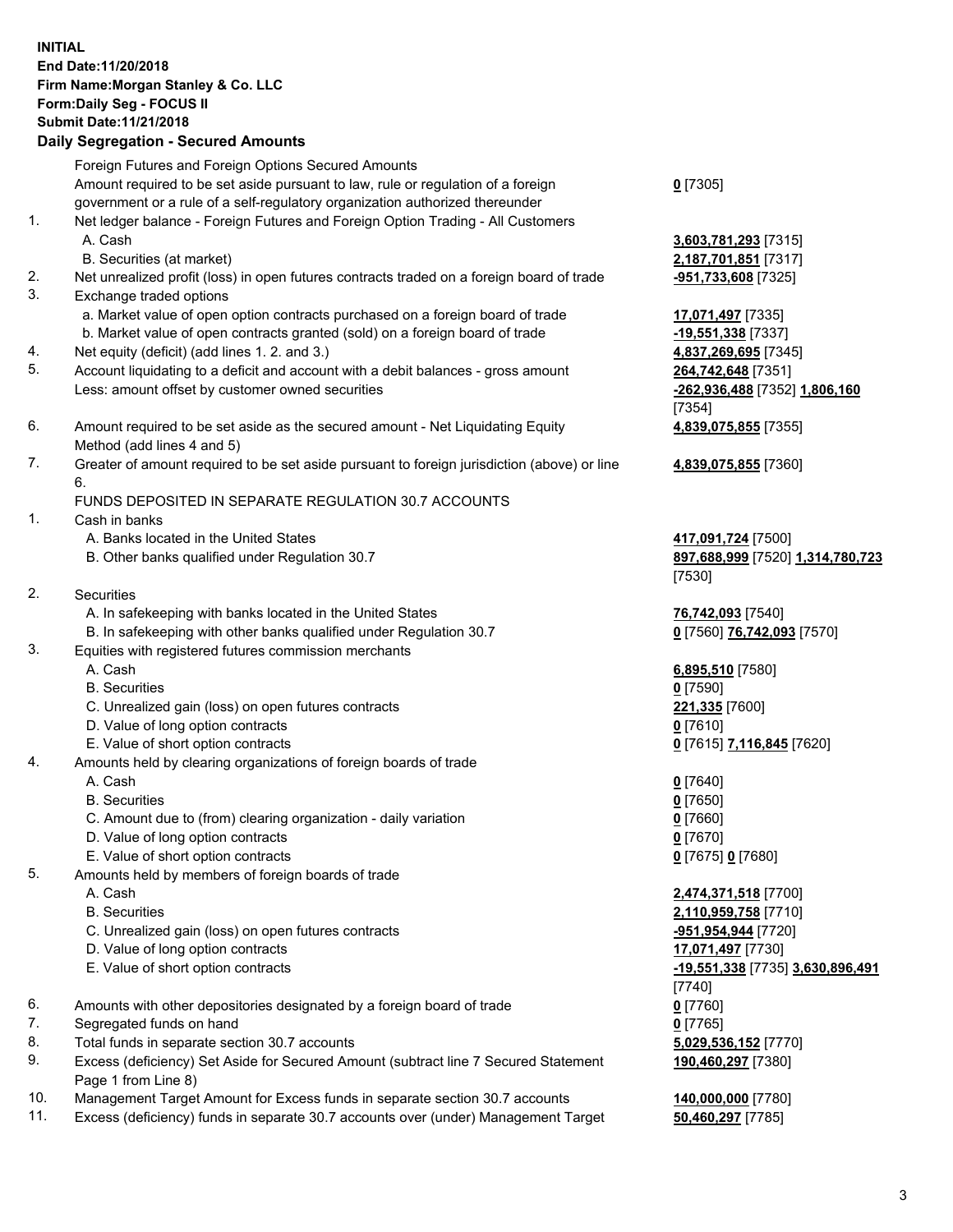**INITIAL**
**End Date:11/20/2018**
**Firm Name:Morgan Stanley & Co. LLC**
**Form:Daily Seg - FOCUS II**
**Submit Date:11/21/2018**

## Daily Segregation - Secured Amounts

| | | |
|---|---|---|
| | Foreign Futures and Foreign Options Secured Amounts | |
| | Amount required to be set aside pursuant to law, rule or regulation of a foreign government or a rule of a self-regulatory organization authorized thereunder | **0** [7305] |
| 1. | Net ledger balance - Foreign Futures and Foreign Option Trading - All Customers | |
| | A. Cash | **3,603,781,293** [7315] |
| | B. Securities (at market) | **2,187,701,851** [7317] |
| 2. | Net unrealized profit (loss) in open futures contracts traded on a foreign board of trade | **-951,733,608** [7325] |
| 3. | Exchange traded options | |
| | a. Market value of open option contracts purchased on a foreign board of trade | **17,071,497** [7335] |
| | b. Market value of open contracts granted (sold) on a foreign board of trade | **-19,551,338** [7337] |
| 4. | Net equity (deficit) (add lines 1. 2. and 3.) | **4,837,269,695** [7345] |
| 5. | Account liquidating to a deficit and account with a debit balances - gross amount | **264,742,648** [7351] |
| | Less: amount offset by customer owned securities | **-262,936,488** [7352] **1,806,160** [7354] |
| 6. | Amount required to be set aside as the secured amount - Net Liquidating Equity Method (add lines 4 and 5) | **4,839,075,855** [7355] |
| 7. | Greater of amount required to be set aside pursuant to foreign jurisdiction (above) or line 6. | **4,839,075,855** [7360] |
| | FUNDS DEPOSITED IN SEPARATE REGULATION 30.7 ACCOUNTS | |
| 1. | Cash in banks | |
| | A. Banks located in the United States | **417,091,724** [7500] |
| | B. Other banks qualified under Regulation 30.7 | **897,688,999** [7520] **1,314,780,723** [7530] |
| 2. | Securities | |
| | A. In safekeeping with banks located in the United States | **76,742,093** [7540] |
| | B. In safekeeping with other banks qualified under Regulation 30.7 | **0** [7560] **76,742,093** [7570] |
| 3. | Equities with registered futures commission merchants | |
| | A. Cash | **6,895,510** [7580] |
| | B. Securities | **0** [7590] |
| | C. Unrealized gain (loss) on open futures contracts | **221,335** [7600] |
| | D. Value of long option contracts | **0** [7610] |
| | E. Value of short option contracts | **0** [7615] **7,116,845** [7620] |
| 4. | Amounts held by clearing organizations of foreign boards of trade | |
| | A. Cash | **0** [7640] |
| | B. Securities | **0** [7650] |
| | C. Amount due to (from) clearing organization - daily variation | **0** [7660] |
| | D. Value of long option contracts | **0** [7670] |
| | E. Value of short option contracts | **0** [7675] **0** [7680] |
| 5. | Amounts held by members of foreign boards of trade | |
| | A. Cash | **2,474,371,518** [7700] |
| | B. Securities | **2,110,959,758** [7710] |
| | C. Unrealized gain (loss) on open futures contracts | **-951,954,944** [7720] |
| | D. Value of long option contracts | **17,071,497** [7730] |
| | E. Value of short option contracts | **-19,551,338** [7735] **3,630,896,491** [7740] |
| 6. | Amounts with other depositories designated by a foreign board of trade | **0** [7760] |
| 7. | Segregated funds on hand | **0** [7765] |
| 8. | Total funds in separate section 30.7 accounts | **5,029,536,152** [7770] |
| 9. | Excess (deficiency) Set Aside for Secured Amount (subtract line 7 Secured Statement Page 1 from Line 8) | **190,460,297** [7380] |
| 10. | Management Target Amount for Excess funds in separate section 30.7 accounts | **140,000,000** [7780] |
| 11. | Excess (deficiency) funds in separate 30.7 accounts over (under) Management Target | **50,460,297** [7785] |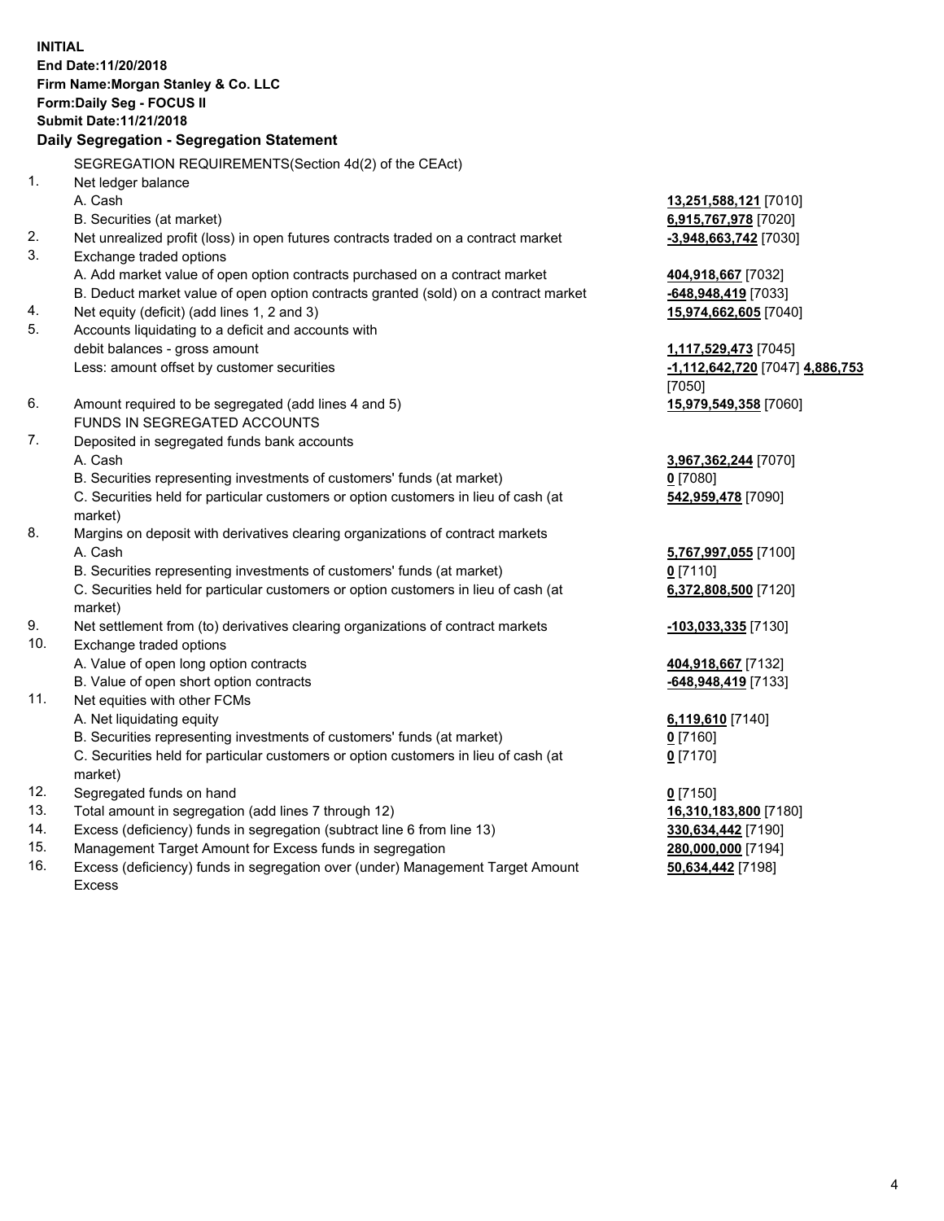**INITIAL**
**End Date:11/20/2018**
**Firm Name:Morgan Stanley & Co. LLC**
**Form:Daily Seg - FOCUS II**
**Submit Date:11/21/2018**

## Daily Segregation - Segregation Statement

| | | |
|---|---|---|
| | SEGREGATION REQUIREMENTS(Section 4d(2) of the CEAct) | |
| 1. | Net ledger balance | |
| | A. Cash | **13,251,588,121** [7010] |
| | B. Securities (at market) | **6,915,767,978** [7020] |
| 2. | Net unrealized profit (loss) in open futures contracts traded on a contract market | **-3,948,663,742** [7030] |
| 3. | Exchange traded options | |
| | A. Add market value of open option contracts purchased on a contract market | **404,918,667** [7032] |
| | B. Deduct market value of open option contracts granted (sold) on a contract market | **-648,948,419** [7033] |
| 4. | Net equity (deficit) (add lines 1, 2 and 3) | **15,974,662,605** [7040] |
| 5. | Accounts liquidating to a deficit and accounts with debit balances - gross amount | **1,117,529,473** [7045] |
| | Less: amount offset by customer securities | **-1,112,642,720** [7047] **4,886,753** [7050] |
| 6. | Amount required to be segregated (add lines 4 and 5) | **15,979,549,358** [7060] |
| | FUNDS IN SEGREGATED ACCOUNTS | |
| 7. | Deposited in segregated funds bank accounts | |
| | A. Cash | **3,967,362,244** [7070] |
| | B. Securities representing investments of customers' funds (at market) | **0** [7080] |
| | C. Securities held for particular customers or option customers in lieu of cash (at market) | **542,959,478** [7090] |
| 8. | Margins on deposit with derivatives clearing organizations of contract markets | |
| | A. Cash | **5,767,997,055** [7100] |
| | B. Securities representing investments of customers' funds (at market) | **0** [7110] |
| | C. Securities held for particular customers or option customers in lieu of cash (at market) | **6,372,808,500** [7120] |
| 9. | Net settlement from (to) derivatives clearing organizations of contract markets | **-103,033,335** [7130] |
| 10. | Exchange traded options | |
| | A. Value of open long option contracts | **404,918,667** [7132] |
| | B. Value of open short option contracts | **-648,948,419** [7133] |
| 11. | Net equities with other FCMs | |
| | A. Net liquidating equity | **6,119,610** [7140] |
| | B. Securities representing investments of customers' funds (at market) | **0** [7160] |
| | C. Securities held for particular customers or option customers in lieu of cash (at market) | **0** [7170] |
| 12. | Segregated funds on hand | **0** [7150] |
| 13. | Total amount in segregation (add lines 7 through 12) | **16,310,183,800** [7180] |
| 14. | Excess (deficiency) funds in segregation (subtract line 6 from line 13) | **330,634,442** [7190] |
| 15. | Management Target Amount for Excess funds in segregation | **280,000,000** [7194] |
| 16. | Excess (deficiency) funds in segregation over (under) Management Target Amount Excess | **50,634,442** [7198] |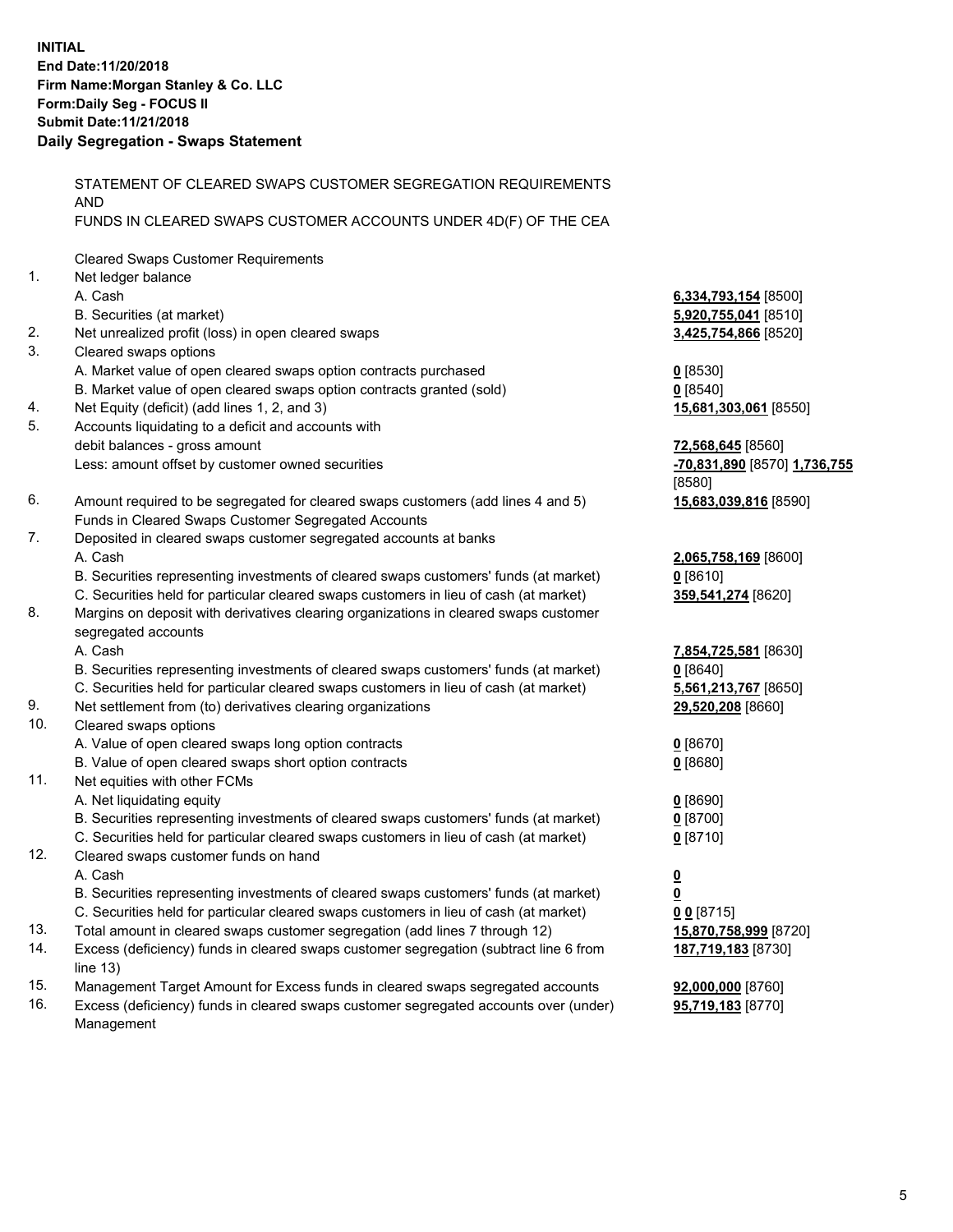**INITIAL**
**End Date:11/20/2018**
**Firm Name:Morgan Stanley & Co. LLC**
**Form:Daily Seg - FOCUS II**
**Submit Date:11/21/2018**
**Daily Segregation - Swaps Statement**

STATEMENT OF CLEARED SWAPS CUSTOMER SEGREGATION REQUIREMENTS AND FUNDS IN CLEARED SWAPS CUSTOMER ACCOUNTS UNDER 4D(F) OF THE CEA

| | | |
|---|---|---|
| | Cleared Swaps Customer Requirements | |
| 1. | Net ledger balance | |
| | A. Cash | **6,334,793,154** [8500] |
| | B. Securities (at market) | **5,920,755,041** [8510] |
| 2. | Net unrealized profit (loss) in open cleared swaps | **3,425,754,866** [8520] |
| 3. | Cleared swaps options | |
| | A. Market value of open cleared swaps option contracts purchased | **0** [8530] |
| | B. Market value of open cleared swaps option contracts granted (sold) | **0** [8540] |
| 4. | Net Equity (deficit) (add lines 1, 2, and 3) | **15,681,303,061** [8550] |
| 5. | Accounts liquidating to a deficit and accounts with debit balances - gross amount | **72,568,645** [8560] |
| | Less: amount offset by customer owned securities | **-70,831,890** [8570] **1,736,755** [8580] |
| 6. | Amount required to be segregated for cleared swaps customers (add lines 4 and 5) | **15,683,039,816** [8590] |
| | Funds in Cleared Swaps Customer Segregated Accounts | |
| 7. | Deposited in cleared swaps customer segregated accounts at banks | |
| | A. Cash | **2,065,758,169** [8600] |
| | B. Securities representing investments of cleared swaps customers' funds (at market) | **0** [8610] |
| | C. Securities held for particular cleared swaps customers in lieu of cash (at market) | **359,541,274** [8620] |
| 8. | Margins on deposit with derivatives clearing organizations in cleared swaps customer segregated accounts | |
| | A. Cash | **7,854,725,581** [8630] |
| | B. Securities representing investments of cleared swaps customers' funds (at market) | **0** [8640] |
| | C. Securities held for particular cleared swaps customers in lieu of cash (at market) | **5,561,213,767** [8650] |
| 9. | Net settlement from (to) derivatives clearing organizations | **29,520,208** [8660] |
| 10. | Cleared swaps options | |
| | A. Value of open cleared swaps long option contracts | **0** [8670] |
| | B. Value of open cleared swaps short option contracts | **0** [8680] |
| 11. | Net equities with other FCMs | |
| | A. Net liquidating equity | **0** [8690] |
| | B. Securities representing investments of cleared swaps customers' funds (at market) | **0** [8700] |
| | C. Securities held for particular cleared swaps customers in lieu of cash (at market) | **0** [8710] |
| 12. | Cleared swaps customer funds on hand | |
| | A. Cash | **0** |
| | B. Securities representing investments of cleared swaps customers' funds (at market) | **0** |
| | C. Securities held for particular cleared swaps customers in lieu of cash (at market) | **0** **0** [8715] |
| 13. | Total amount in cleared swaps customer segregation (add lines 7 through 12) | **15,870,758,999** [8720] |
| 14. | Excess (deficiency) funds in cleared swaps customer segregation (subtract line 6 from line 13) | **187,719,183** [8730] |
| 15. | Management Target Amount for Excess funds in cleared swaps segregated accounts | **92,000,000** [8760] |
| 16. | Excess (deficiency) funds in cleared swaps customer segregated accounts over (under) Management | **95,719,183** [8770] |